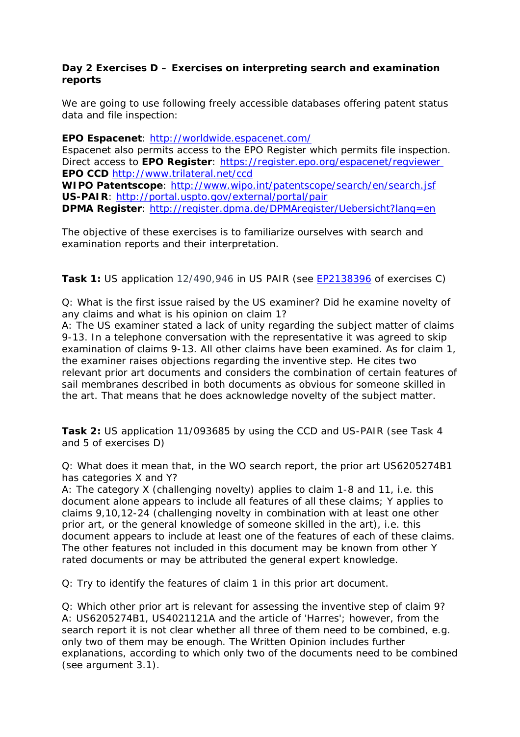**Day 2 Exercises D – Exercises on interpreting search and examination reports**

We are going to use following freely accessible databases offering patent status data and file inspection:

**EPO Espacenet**: [http://worldwide.espacenet.com/](http://worldwide.espacenet.com/)
Espacenet also permits access to the EPO Register which permits file inspection.
Direct access to **EPO Register**: [https://register.epo.org/espacenet/regviewer](https://register.epo.org/espacenet/regviewer)
**EPO CCD** [http://www.trilateral.net/ccd](http://www.trilateral.net/ccd)
**WIPO Patentscope**: [http://www.wipo.int/patentscope/search/en/search.jsf](http://www.wipo.int/patentscope/search/en/search.jsf)
**US-PAIR**: [http://portal.uspto.gov/external/portal/pair](http://portal.uspto.gov/external/portal/pair)
**DPMA Register**: [http://register.dpma.de/DPMAregister/Uebersicht?lang=en](http://register.dpma.de/DPMAregister/Uebersicht?lang=en)

The objective of these exercises is to familiarize ourselves with search and examination reports and their interpretation.

**Task 1:** US application 12/490,946 in US PAIR (see EP2138396 of exercises C)

Q: What is the first issue raised by the US examiner? Did he examine novelty of any claims and what is his opinion on claim 1?
A: The US examiner stated a lack of unity regarding the subject matter of claims 9-13. In a telephone conversation with the representative it was agreed to skip examination of claims 9-13. All other claims have been examined. As for claim 1, the examiner raises objections regarding the inventive step. He cites two relevant prior art documents and considers the combination of certain features of sail membranes described in both documents as obvious for someone skilled in the art. That means that he does acknowledge novelty of the subject matter.

**Task 2:** US application 11/093685 by using the CCD and US-PAIR (see Task 4 and 5 of exercises D)

Q: What does it mean that, in the WO search report, the prior art US6205274B1 has categories X and Y?
A: The category X (challenging novelty) applies to claim 1-8 and 11, i.e. this document alone appears to include all features of all these claims; Y applies to claims 9,10,12-24 (challenging novelty in combination with at least one other prior art, or the general knowledge of someone skilled in the art), i.e. this document appears to include at least one of the features of each of these claims. The other features not included in this document may be known from other Y rated documents or may be attributed the general expert knowledge.

Q: Try to identify the features of claim 1 in this prior art document.

Q: Which other prior art is relevant for assessing the inventive step of claim 9?
A: US6205274B1, US4021121A and the article of 'Harres'; however, from the search report it is not clear whether all three of them need to be combined, e.g. only two of them may be enough. The Written Opinion includes further explanations, according to which only two of the documents need to be combined (see argument 3.1).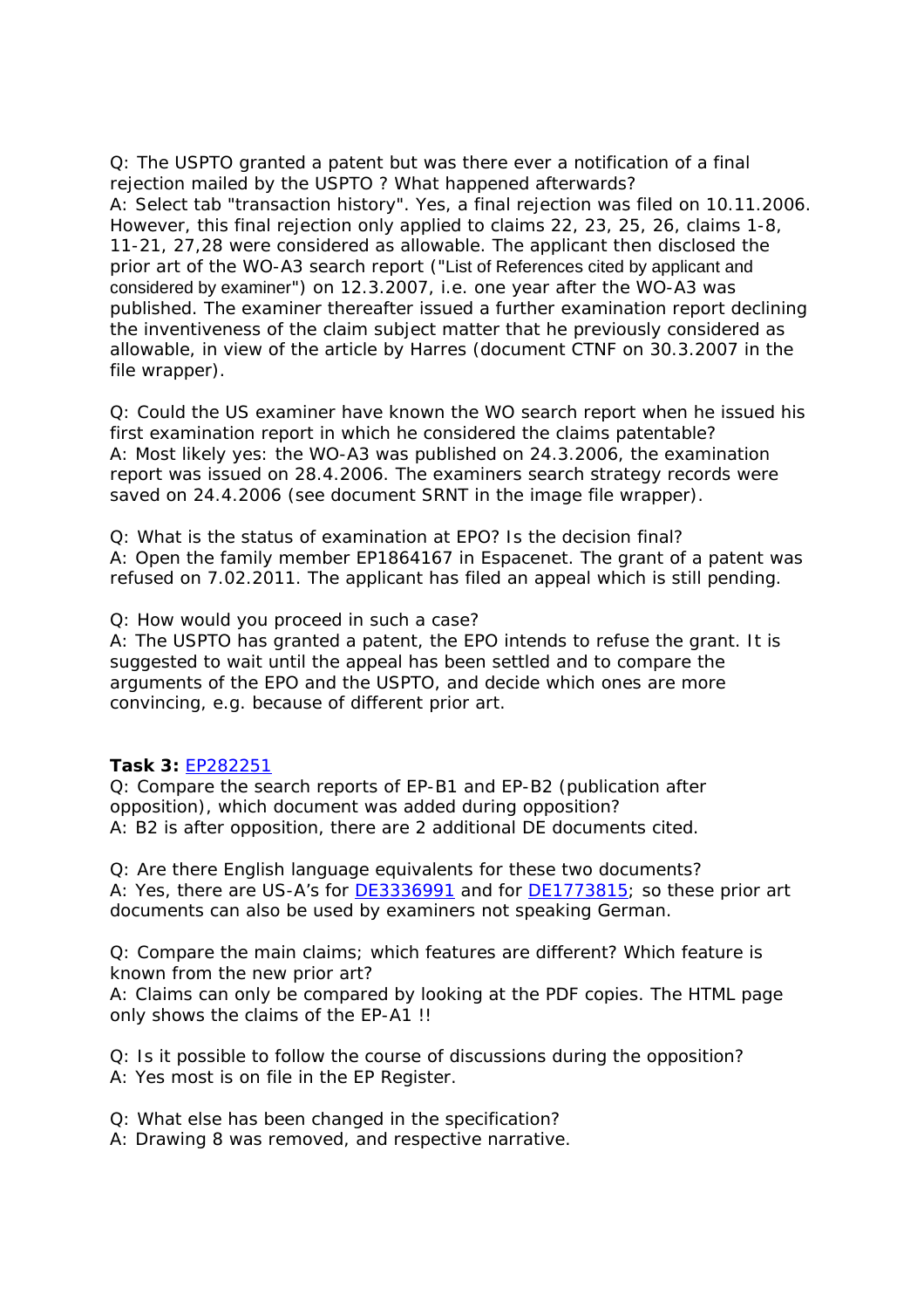Q: The USPTO granted a patent but was there ever a notification of a final rejection mailed by the USPTO ? What happened afterwards?
A: Select tab "transaction history". Yes, a final rejection was filed on 10.11.2006. However, this final rejection only applied to claims 22, 23, 25, 26, claims 1-8, 11-21, 27,28 were considered as allowable. The applicant then disclosed the prior art of the WO-A3 search report ("List of References cited by applicant and considered by examiner") on 12.3.2007, i.e. one year after the WO-A3 was published. The examiner thereafter issued a further examination report declining the inventiveness of the claim subject matter that he previously considered as allowable, in view of the article by Harres (document CTNF on 30.3.2007 in the file wrapper).

Q: Could the US examiner have known the WO search report when he issued his first examination report in which he considered the claims patentable?
A: Most likely yes: the WO-A3 was published on 24.3.2006, the examination report was issued on 28.4.2006. The examiners search strategy records were saved on 24.4.2006 (see document SRNT in the image file wrapper).

Q: What is the status of examination at EPO? Is the decision final?
A: Open the family member EP1864167 in Espacenet. The grant of a patent was refused on 7.02.2011. The applicant has filed an appeal which is still pending.

Q: How would you proceed in such a case?
A: The USPTO has granted a patent, the EPO intends to refuse the grant. It is suggested to wait until the appeal has been settled and to compare the arguments of the EPO and the USPTO, and decide which ones are more convincing, e.g. because of different prior art.

**Task 3:** EP282251
Q: Compare the search reports of EP-B1 and EP-B2 (publication after opposition), which document was added during opposition?
A: B2 is after opposition, there are 2 additional DE documents cited.

Q: Are there English language equivalents for these two documents?
A: Yes, there are US-A's for DE3336991 and for DE1773815; so these prior art documents can also be used by examiners not speaking German.

Q: Compare the main claims; which features are different? Which feature is known from the new prior art?
A: Claims can only be compared by looking at the PDF copies. The HTML page only shows the claims of the EP-A1 !!

Q: Is it possible to follow the course of discussions during the opposition?
A: Yes most is on file in the EP Register.

Q: What else has been changed in the specification?
A: Drawing 8 was removed, and respective narrative.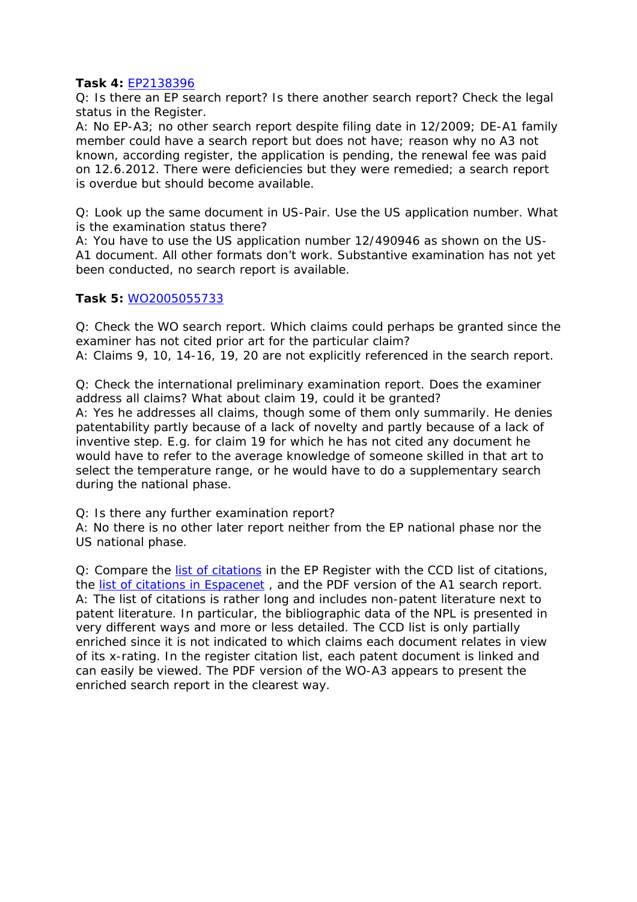**Task 4:** EP2138396

Q: Is there an EP search report? Is there another search report? Check the legal status in the Register.

A: No EP-A3; no other search report despite filing date in 12/2009; DE-A1 family member could have a search report but does not have; reason why no A3 not known, according register, the application is pending, the renewal fee was paid on 12.6.2012. There were deficiencies but they were remedied; a search report is overdue but should become available.

Q: Look up the same document in US-Pair. Use the US application number. What is the examination status there?

A: You have to use the US application number 12/490946 as shown on the US-A1 document. All other formats don't work. Substantive examination has not yet been conducted, no search report is available.

**Task 5:** WO2005055733

Q: Check the WO search report. Which claims could perhaps be granted since the examiner has not cited prior art for the particular claim?

A: Claims 9, 10, 14-16, 19, 20 are not explicitly referenced in the search report.

Q: Check the international preliminary examination report. Does the examiner address all claims? What about claim 19, could it be granted?

A: Yes he addresses all claims, though some of them only summarily. He denies patentability partly because of a lack of novelty and partly because of a lack of inventive step. E.g. for claim 19 for which he has not cited any document he would have to refer to the average knowledge of someone skilled in that art to select the temperature range, or he would have to do a supplementary search during the national phase.

Q: Is there any further examination report?

A: No there is no other later report neither from the EP national phase nor the US national phase.

Q: Compare the list of citations in the EP Register with the CCD list of citations, the list of citations in Espacenet , and the PDF version of the A1 search report.

A: The list of citations is rather long and includes non-patent literature next to patent literature. In particular, the bibliographic data of the NPL is presented in very different ways and more or less detailed. The CCD list is only partially enriched since it is not indicated to which claims each document relates in view of its x-rating. In the register citation list, each patent document is linked and can easily be viewed. The PDF version of the WO-A3 appears to present the enriched search report in the clearest way.